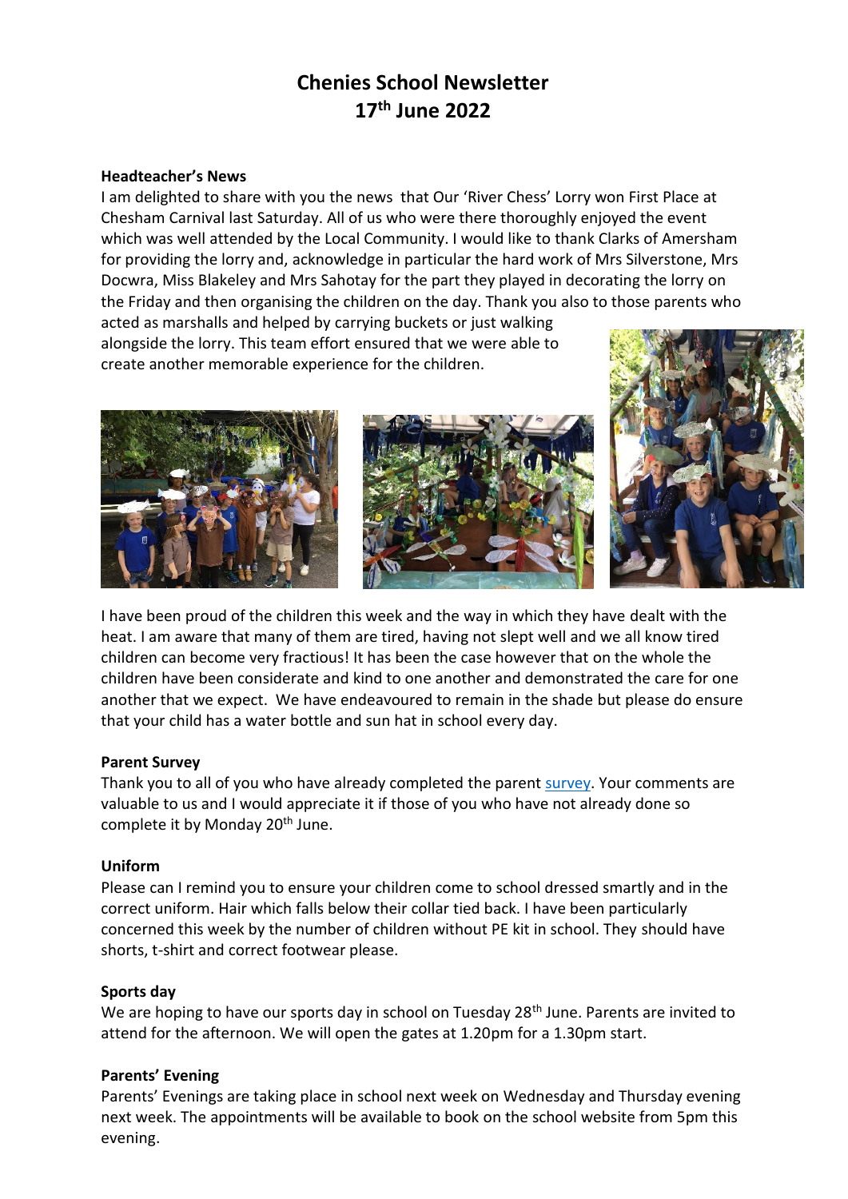# Chenies School Newsletter
# 17th June 2022

**Headteacher's News**

I am delighted to share with you the news that Our 'River Chess' Lorry won First Place at Chesham Carnival last Saturday. All of us who were there thoroughly enjoyed the event which was well attended by the Local Community. I would like to thank Clarks of Amersham for providing the lorry and, acknowledge in particular the hard work of Mrs Silverstone, Mrs Docwra, Miss Blakeley and Mrs Sahotay for the part they played in decorating the lorry on the Friday and then organising the children on the day. Thank you also to those parents who acted as marshalls and helped by carrying buckets or just walking alongside the lorry. This team effort ensured that we were able to create another memorable experience for the children.

I have been proud of the children this week and the way in which they have dealt with the heat. I am aware that many of them are tired, having not slept well and we all know tired children can become very fractious! It has been the case however that on the whole the children have been considerate and kind to one another and demonstrated the care for one another that we expect. We have endeavoured to remain in the shade but please do ensure that your child has a water bottle and sun hat in school every day.

**Parent Survey**

Thank you to all of you who have already completed the parent survey. Your comments are valuable to us and I would appreciate it if those of you who have not already done so complete it by Monday 20th June.

**Uniform**

Please can I remind you to ensure your children come to school dressed smartly and in the correct uniform. Hair which falls below their collar tied back. I have been particularly concerned this week by the number of children without PE kit in school. They should have shorts, t-shirt and correct footwear please.

**Sports day**

We are hoping to have our sports day in school on Tuesday 28th June. Parents are invited to attend for the afternoon. We will open the gates at 1.20pm for a 1.30pm start.

**Parents' Evening**

Parents' Evenings are taking place in school next week on Wednesday and Thursday evening next week. The appointments will be available to book on the school website from 5pm this evening.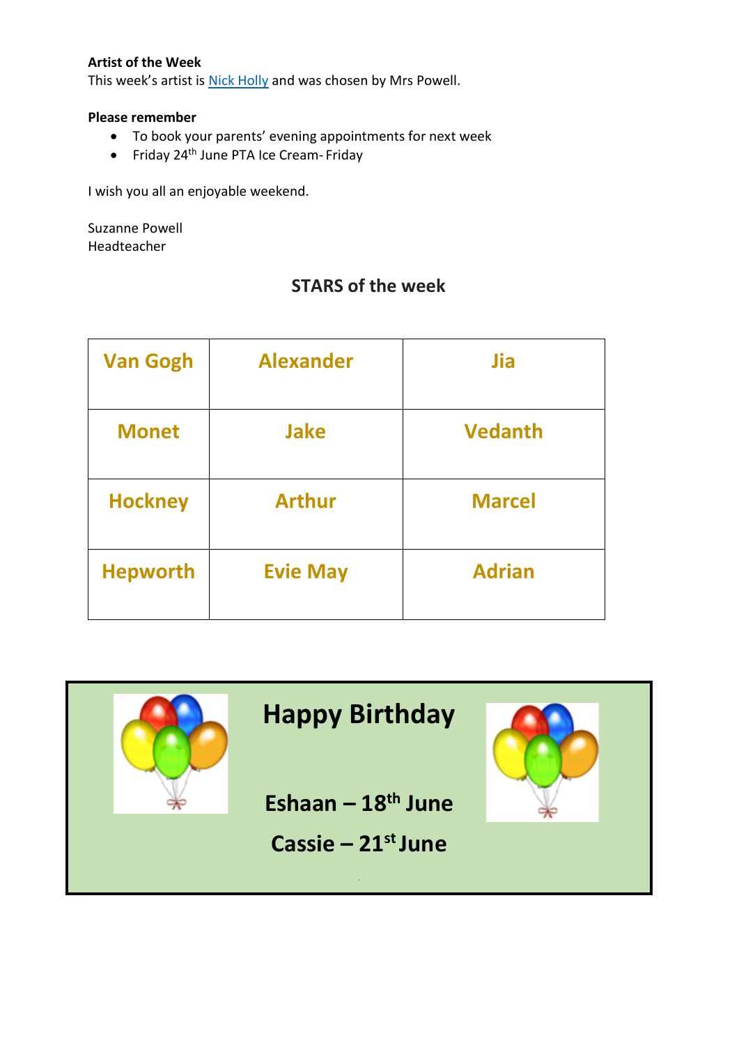**Artist of the Week**
This week's artist is Nick Holly and was chosen by Mrs Powell.

**Please remember**

- To book your parents' evening appointments for next week
- Friday 24th June PTA Ice Cream- Friday

I wish you all an enjoyable weekend.

Suzanne Powell
Headteacher

## STARS of the week

| Van Gogh | Alexander | Jia |
|---|---|---|
| Monet | Jake | Vedanth |
| Hockney | Arthur | Marcel |
| Hepworth | Evie May | Adrian |

## Happy Birthday

**Eshaan – 18th June**

**Cassie – 21st June**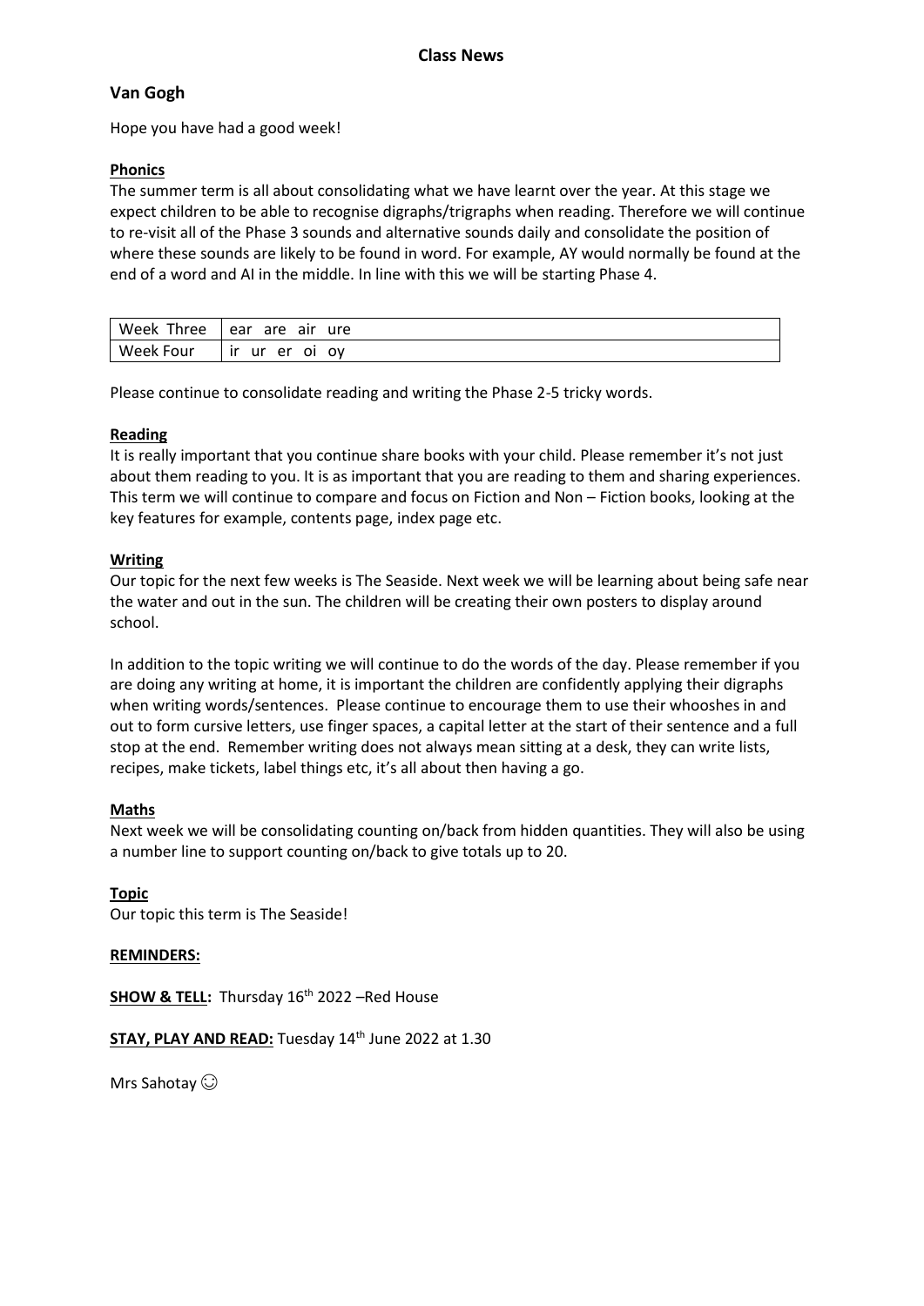# Class News

## Van Gogh

Hope you have had a good week!

### Phonics

The summer term is all about consolidating what we have learnt over the year. At this stage we expect children to be able to recognise digraphs/trigraphs when reading. Therefore we will continue to re-visit all of the Phase 3 sounds and alternative sounds daily and consolidate the position of where these sounds are likely to be found in word. For example, AY would normally be found at the end of a word and AI in the middle. In line with this we will be starting Phase 4.

| Week Three | ear are air ure |
|---|---|
| Week Four | ir ur er oi oy |

Please continue to consolidate reading and writing the Phase 2-5 tricky words.

### Reading

It is really important that you continue share books with your child. Please remember it's not just about them reading to you. It is as important that you are reading to them and sharing experiences. This term we will continue to compare and focus on Fiction and Non – Fiction books, looking at the key features for example, contents page, index page etc.

### Writing

Our topic for the next few weeks is The Seaside. Next week we will be learning about being safe near the water and out in the sun. The children will be creating their own posters to display around school.

In addition to the topic writing we will continue to do the words of the day. Please remember if you are doing any writing at home, it is important the children are confidently applying their digraphs when writing words/sentences. Please continue to encourage them to use their whooshes in and out to form cursive letters, use finger spaces, a capital letter at the start of their sentence and a full stop at the end. Remember writing does not always mean sitting at a desk, they can write lists, recipes, make tickets, label things etc, it's all about then having a go.

### Maths

Next week we will be consolidating counting on/back from hidden quantities. They will also be using a number line to support counting on/back to give totals up to 20.

### Topic

Our topic this term is The Seaside!

**REMINDERS:**

**SHOW & TELL:** Thursday 16th 2022 –Red House

**STAY, PLAY AND READ:** Tuesday 14th June 2022 at 1.30

Mrs Sahotay ☺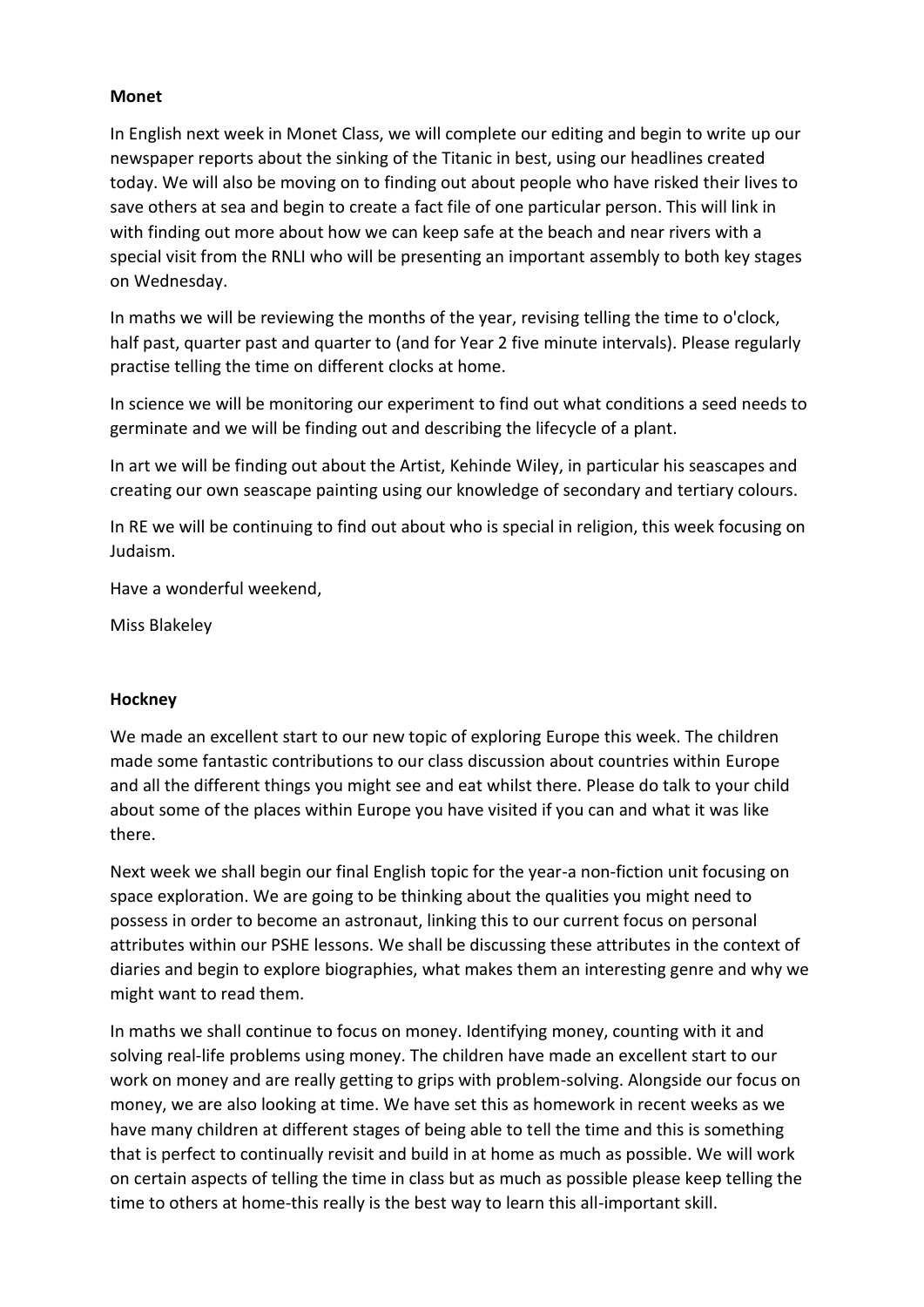**Monet**

In English next week in Monet Class, we will complete our editing and begin to write up our newspaper reports about the sinking of the Titanic in best, using our headlines created today. We will also be moving on to finding out about people who have risked their lives to save others at sea and begin to create a fact file of one particular person. This will link in with finding out more about how we can keep safe at the beach and near rivers with a special visit from the RNLI who will be presenting an important assembly to both key stages on Wednesday.

In maths we will be reviewing the months of the year, revising telling the time to o'clock, half past, quarter past and quarter to (and for Year 2 five minute intervals). Please regularly practise telling the time on different clocks at home.

In science we will be monitoring our experiment to find out what conditions a seed needs to germinate and we will be finding out and describing the lifecycle of a plant.

In art we will be finding out about the Artist, Kehinde Wiley, in particular his seascapes and creating our own seascape painting using our knowledge of secondary and tertiary colours.

In RE we will be continuing to find out about who is special in religion, this week focusing on Judaism.

Have a wonderful weekend,

Miss Blakeley

**Hockney**

We made an excellent start to our new topic of exploring Europe this week. The children made some fantastic contributions to our class discussion about countries within Europe and all the different things you might see and eat whilst there. Please do talk to your child about some of the places within Europe you have visited if you can and what it was like there.

Next week we shall begin our final English topic for the year-a non-fiction unit focusing on space exploration. We are going to be thinking about the qualities you might need to possess in order to become an astronaut, linking this to our current focus on personal attributes within our PSHE lessons. We shall be discussing these attributes in the context of diaries and begin to explore biographies, what makes them an interesting genre and why we might want to read them.

In maths we shall continue to focus on money. Identifying money, counting with it and solving real-life problems using money. The children have made an excellent start to our work on money and are really getting to grips with problem-solving. Alongside our focus on money, we are also looking at time. We have set this as homework in recent weeks as we have many children at different stages of being able to tell the time and this is something that is perfect to continually revisit and build in at home as much as possible. We will work on certain aspects of telling the time in class but as much as possible please keep telling the time to others at home-this really is the best way to learn this all-important skill.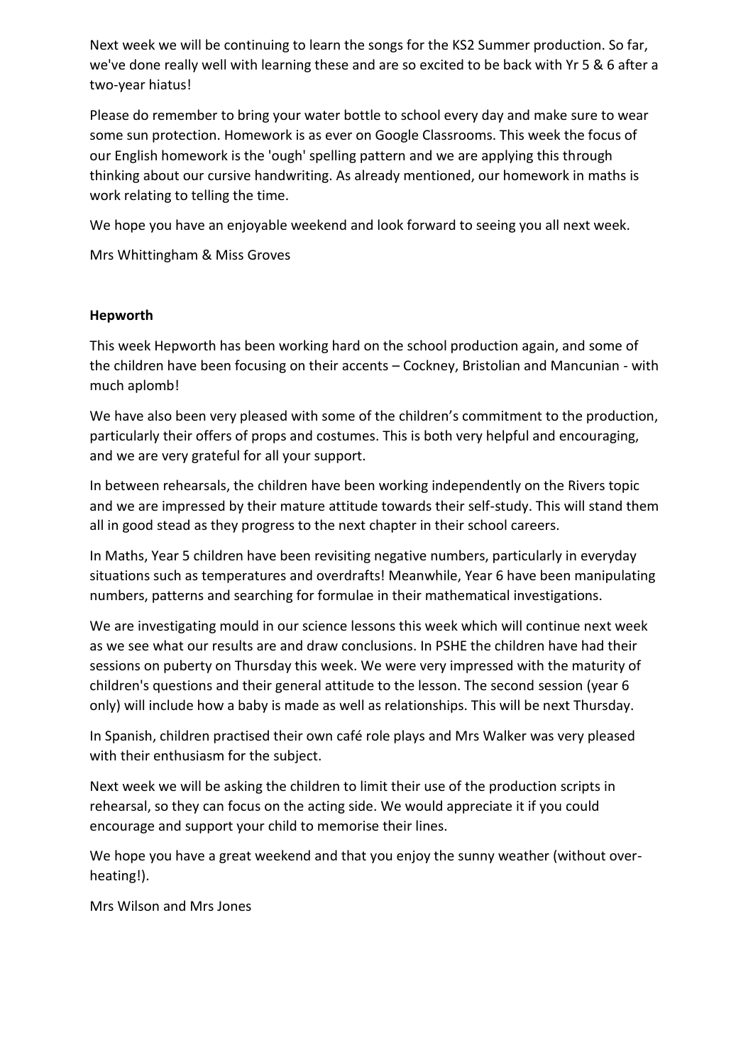Next week we will be continuing to learn the songs for the KS2 Summer production. So far, we've done really well with learning these and are so excited to be back with Yr 5 & 6 after a two-year hiatus!

Please do remember to bring your water bottle to school every day and make sure to wear some sun protection. Homework is as ever on Google Classrooms. This week the focus of our English homework is the 'ough' spelling pattern and we are applying this through thinking about our cursive handwriting. As already mentioned, our homework in maths is work relating to telling the time.

We hope you have an enjoyable weekend and look forward to seeing you all next week.

Mrs Whittingham & Miss Groves

**Hepworth**

This week Hepworth has been working hard on the school production again, and some of the children have been focusing on their accents – Cockney, Bristolian and Mancunian - with much aplomb!

We have also been very pleased with some of the children's commitment to the production, particularly their offers of props and costumes. This is both very helpful and encouraging, and we are very grateful for all your support.

In between rehearsals, the children have been working independently on the Rivers topic and we are impressed by their mature attitude towards their self-study. This will stand them all in good stead as they progress to the next chapter in their school careers.

In Maths, Year 5 children have been revisiting negative numbers, particularly in everyday situations such as temperatures and overdrafts! Meanwhile, Year 6 have been manipulating numbers, patterns and searching for formulae in their mathematical investigations.

We are investigating mould in our science lessons this week which will continue next week as we see what our results are and draw conclusions. In PSHE the children have had their sessions on puberty on Thursday this week. We were very impressed with the maturity of children's questions and their general attitude to the lesson. The second session (year 6 only) will include how a baby is made as well as relationships. This will be next Thursday.

In Spanish, children practised their own café role plays and Mrs Walker was very pleased with their enthusiasm for the subject.

Next week we will be asking the children to limit their use of the production scripts in rehearsal, so they can focus on the acting side. We would appreciate it if you could encourage and support your child to memorise their lines.

We hope you have a great weekend and that you enjoy the sunny weather (without over-heating!).

Mrs Wilson and Mrs Jones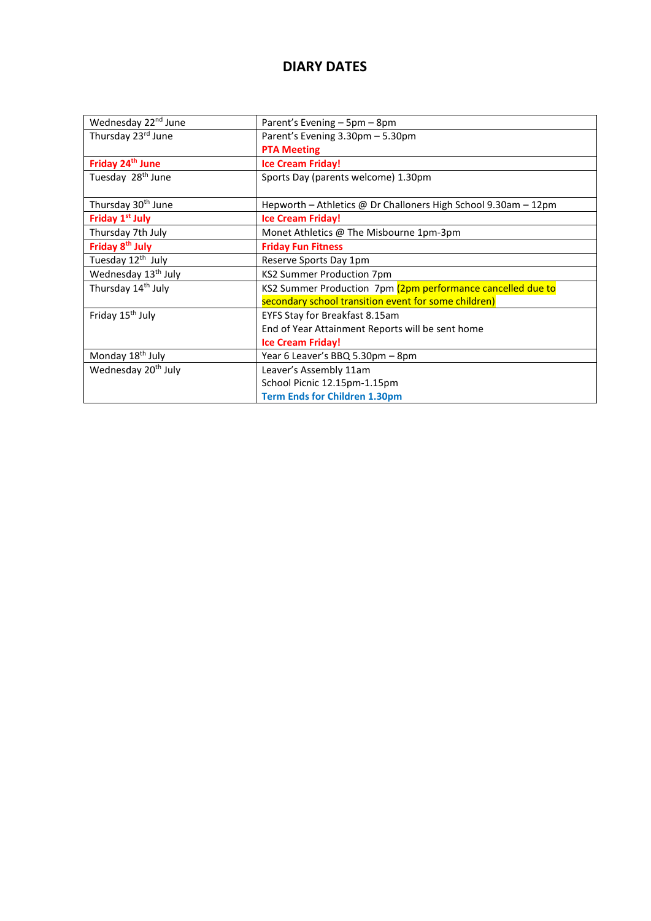# DIARY DATES

| | |
|---|---|
| Wednesday 22nd June | Parent's Evening – 5pm – 8pm |
| Thursday 23rd June | Parent's Evening 3.30pm – 5.30pm<br>**PTA Meeting** |
| **Friday 24th June** | **Ice Cream Friday!** |
| Tuesday 28th June | Sports Day (parents welcome) 1.30pm |
| Thursday 30th June | Hepworth – Athletics @ Dr Challoners High School 9.30am – 12pm |
| **Friday 1st July** | **Ice Cream Friday!** |
| Thursday 7th July | Monet Athletics @ The Misbourne 1pm-3pm |
| **Friday 8th July** | **Friday Fun Fitness** |
| Tuesday 12th July | Reserve Sports Day 1pm |
| Wednesday 13th July | KS2 Summer Production 7pm |
| Thursday 14th July | KS2 Summer Production 7pm (2pm performance cancelled due to secondary school transition event for some children) |
| Friday 15th July | EYFS Stay for Breakfast 8.15am<br>End of Year Attainment Reports will be sent home<br>**Ice Cream Friday!** |
| Monday 18th July | Year 6 Leaver's BBQ 5.30pm – 8pm |
| Wednesday 20th July | Leaver's Assembly 11am<br>School Picnic 12.15pm-1.15pm<br>**Term Ends for Children 1.30pm** |